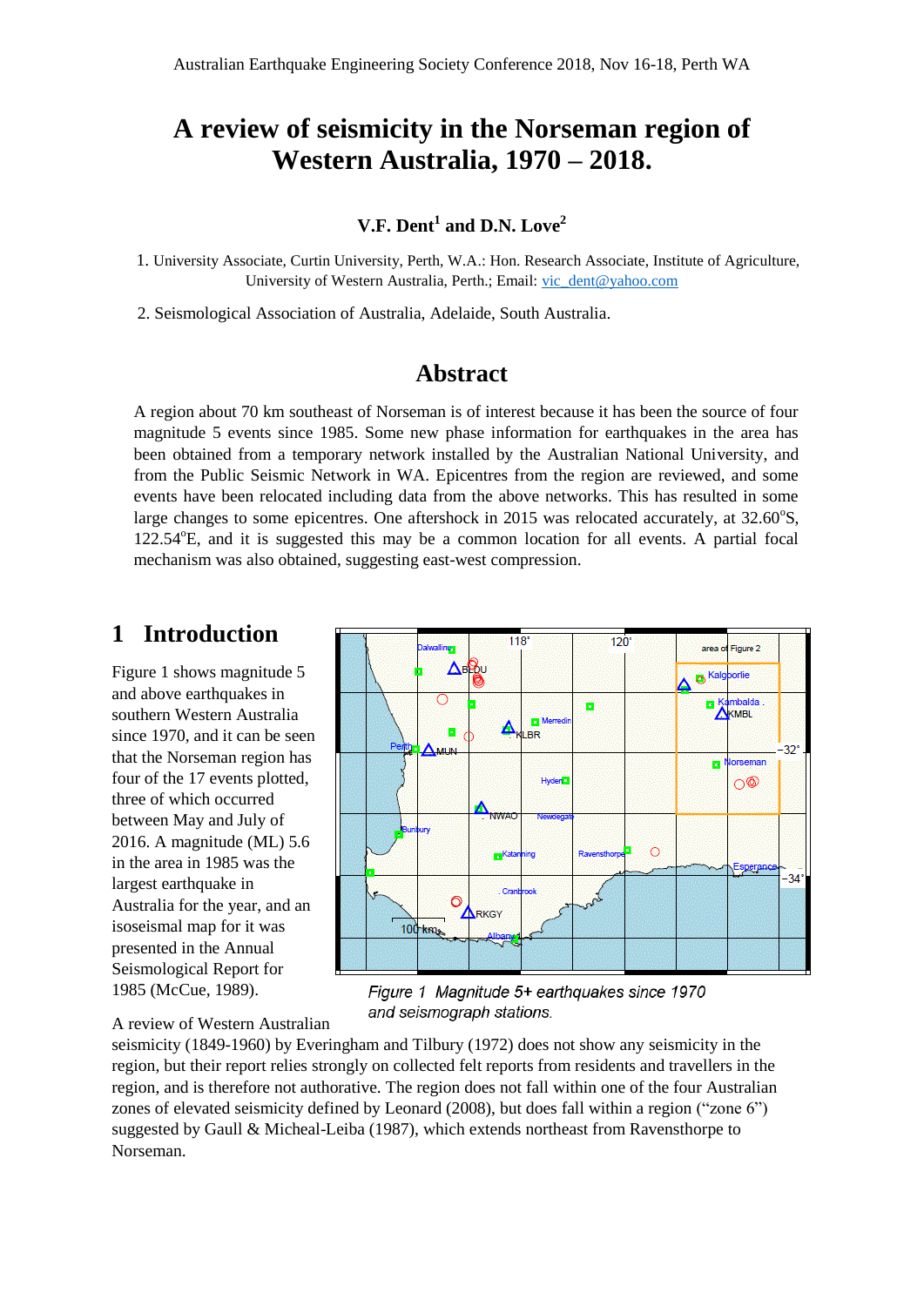Australian Earthquake Engineering Society Conference 2018, Nov 16-18, Perth WA

# A review of seismicity in the Norseman region of Western Australia, 1970 – 2018.

### V.F. Dent[1] and D.N. Love[2]

1. University Associate, Curtin University, Perth, W.A.: Hon. Research Associate, Institute of Agriculture, University of Western Australia, Perth.; Email: vic_dent@yahoo.com

2. Seismological Association of Australia, Adelaide, South Australia.

## Abstract

A region about 70 km southeast of Norseman is of interest because it has been the source of four magnitude 5 events since 1985. Some new phase information for earthquakes in the area has been obtained from a temporary network installed by the Australian National University, and from the Public Seismic Network in WA. Epicentres from the region are reviewed, and some events have been relocated including data from the above networks. This has resulted in some large changes to some epicentres. One aftershock in 2015 was relocated accurately, at 32.60°S, 122.54°E, and it is suggested this may be a common location for all events. A partial focal mechanism was also obtained, suggesting east-west compression.

## 1 Introduction

Figure 1 shows magnitude 5 and above earthquakes in southern Western Australia since 1970, and it can be seen that the Norseman region has four of the 17 events plotted, three of which occurred between May and July of 2016. A magnitude (ML) 5.6 in the area in 1985 was the largest earthquake in Australia for the year, and an isoseismal map for it was presented in the Annual Seismological Report for 1985 (McCue, 1989).

*Figure 1 Magnitude 5+ earthquakes since 1970 and seismograph stations.*

A review of Western Australian seismicity (1849-1960) by Everingham and Tilbury (1972) does not show any seismicity in the region, but their report relies strongly on collected felt reports from residents and travellers in the region, and is therefore not authorative. The region does not fall within one of the four Australian zones of elevated seismicity defined by Leonard (2008), but does fall within a region ("zone 6") suggested by Gaull & Micheal-Leiba (1987), which extends northeast from Ravensthorpe to Norseman.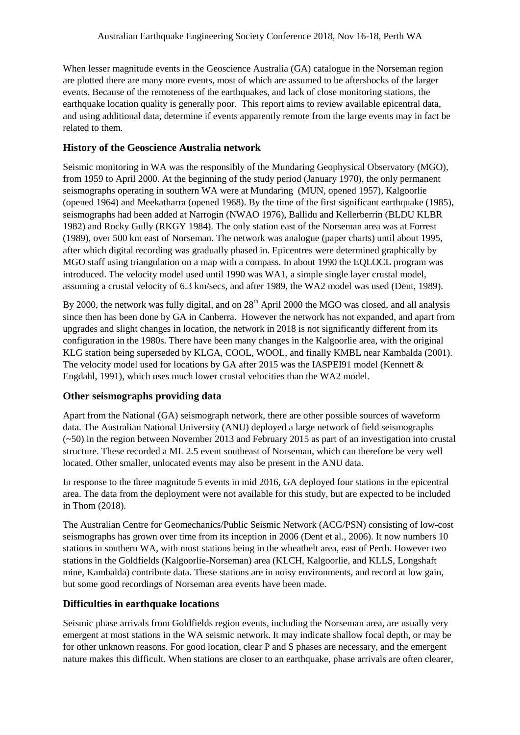When lesser magnitude events in the Geoscience Australia (GA) catalogue in the Norseman region are plotted there are many more events, most of which are assumed to be aftershocks of the larger events. Because of the remoteness of the earthquakes, and lack of close monitoring stations, the earthquake location quality is generally poor. This report aims to review available epicentral data, and using additional data, determine if events apparently remote from the large events may in fact be related to them.

## History of the Geoscience Australia network

Seismic monitoring in WA was the responsibly of the Mundaring Geophysical Observatory (MGO), from 1959 to April 2000. At the beginning of the study period (January 1970), the only permanent seismographs operating in southern WA were at Mundaring (MUN, opened 1957), Kalgoorlie (opened 1964) and Meekatharra (opened 1968). By the time of the first significant earthquake (1985), seismographs had been added at Narrogin (NWAO 1976), Ballidu and Kellerberrin (BLDU KLBR 1982) and Rocky Gully (RKGY 1984). The only station east of the Norseman area was at Forrest (1989), over 500 km east of Norseman. The network was analogue (paper charts) until about 1995, after which digital recording was gradually phased in. Epicentres were determined graphically by MGO staff using triangulation on a map with a compass. In about 1990 the EQLOCL program was introduced. The velocity model used until 1990 was WA1, a simple single layer crustal model, assuming a crustal velocity of 6.3 km/secs, and after 1989, the WA2 model was used (Dent, 1989).

By 2000, the network was fully digital, and on 28th April 2000 the MGO was closed, and all analysis since then has been done by GA in Canberra. However the network has not expanded, and apart from upgrades and slight changes in location, the network in 2018 is not significantly different from its configuration in the 1980s. There have been many changes in the Kalgoorlie area, with the original KLG station being superseded by KLGA, COOL, WOOL, and finally KMBL near Kambalda (2001). The velocity model used for locations by GA after 2015 was the IASPEI91 model (Kennett & Engdahl, 1991), which uses much lower crustal velocities than the WA2 model.

## Other seismographs providing data

Apart from the National (GA) seismograph network, there are other possible sources of waveform data. The Australian National University (ANU) deployed a large network of field seismographs (~50) in the region between November 2013 and February 2015 as part of an investigation into crustal structure. These recorded a ML 2.5 event southeast of Norseman, which can therefore be very well located. Other smaller, unlocated events may also be present in the ANU data.

In response to the three magnitude 5 events in mid 2016, GA deployed four stations in the epicentral area. The data from the deployment were not available for this study, but are expected to be included in Thom (2018).

The Australian Centre for Geomechanics/Public Seismic Network (ACG/PSN) consisting of low-cost seismographs has grown over time from its inception in 2006 (Dent et al., 2006). It now numbers 10 stations in southern WA, with most stations being in the wheatbelt area, east of Perth. However two stations in the Goldfields (Kalgoorlie-Norseman) area (KLCH, Kalgoorlie, and KLLS, Longshaft mine, Kambalda) contribute data. These stations are in noisy environments, and record at low gain, but some good recordings of Norseman area events have been made.

## Difficulties in earthquake locations

Seismic phase arrivals from Goldfields region events, including the Norseman area, are usually very emergent at most stations in the WA seismic network. It may indicate shallow focal depth, or may be for other unknown reasons. For good location, clear P and S phases are necessary, and the emergent nature makes this difficult. When stations are closer to an earthquake, phase arrivals are often clearer,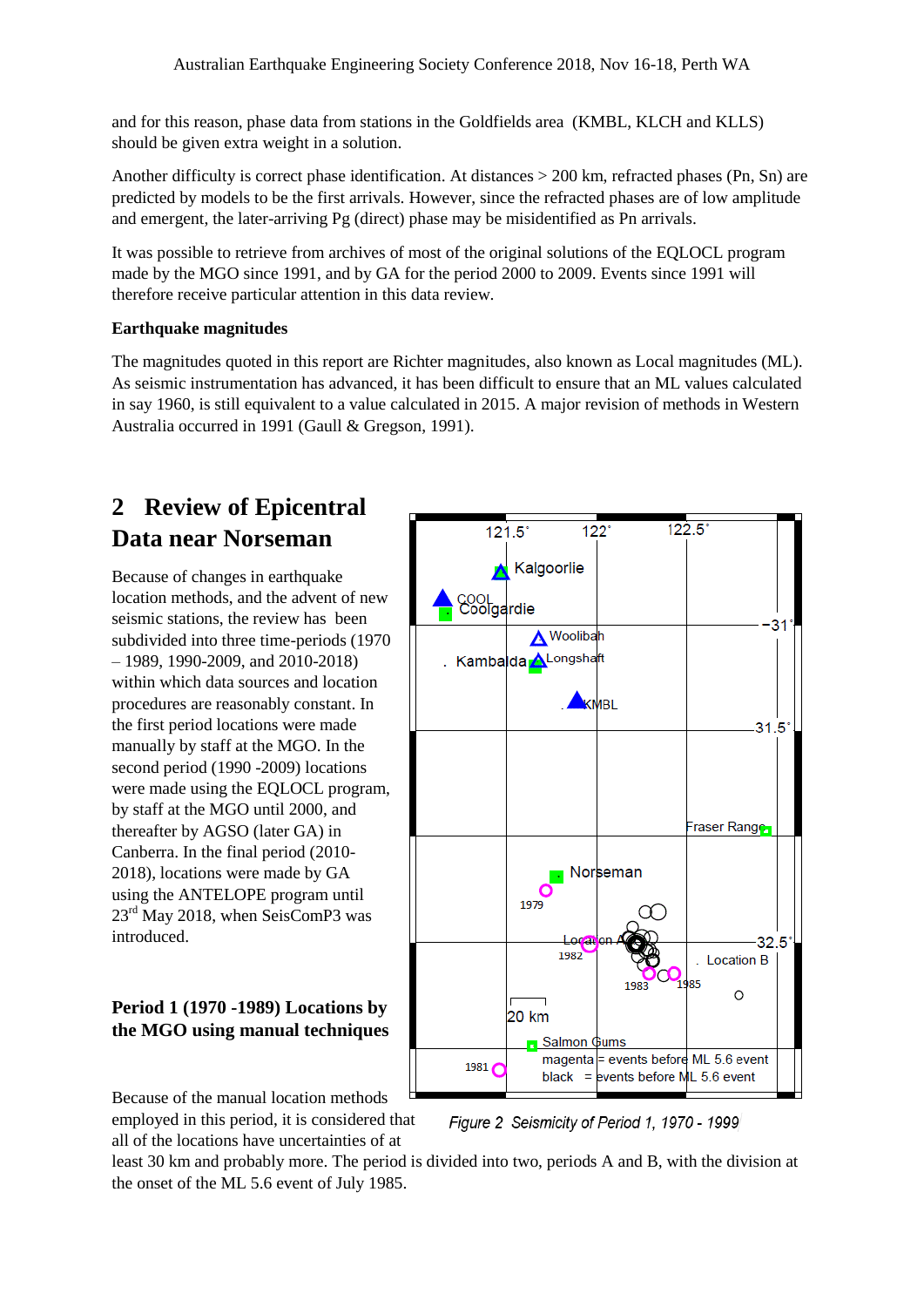and for this reason, phase data from stations in the Goldfields area (KMBL, KLCH and KLLS) should be given extra weight in a solution.

Another difficulty is correct phase identification. At distances > 200 km, refracted phases (Pn, Sn) are predicted by models to be the first arrivals. However, since the refracted phases are of low amplitude and emergent, the later-arriving Pg (direct) phase may be misidentified as Pn arrivals.

It was possible to retrieve from archives of most of the original solutions of the EQLOCL program made by the MGO since 1991, and by GA for the period 2000 to 2009. Events since 1991 will therefore receive particular attention in this data review.

**Earthquake magnitudes**

The magnitudes quoted in this report are Richter magnitudes, also known as Local magnitudes (ML). As seismic instrumentation has advanced, it has been difficult to ensure that an ML values calculated in say 1960, is still equivalent to a value calculated in 2015. A major revision of methods in Western Australia occurred in 1991 (Gaull & Gregson, 1991).

# 2 Review of Epicentral Data near Norseman

Because of changes in earthquake location methods, and the advent of new seismic stations, the review has been subdivided into three time-periods (1970 – 1989, 1990-2009, and 2010-2018) within which data sources and location procedures are reasonably constant. In the first period locations were made manually by staff at the MGO. In the second period (1990 -2009) locations were made using the EQLOCL program, by staff at the MGO until 2000, and thereafter by AGSO (later GA) in Canberra. In the final period (2010-2018), locations were made by GA using the ANTELOPE program until 23rd May 2018, when SeisComP3 was introduced.

*Figure 2 Seismicity of Period 1, 1970 - 1999*

## Period 1 (1970 -1989) Locations by the MGO using manual techniques

Because of the manual location methods employed in this period, it is considered that all of the locations have uncertainties of at least 30 km and probably more. The period is divided into two, periods A and B, with the division at the onset of the ML 5.6 event of July 1985.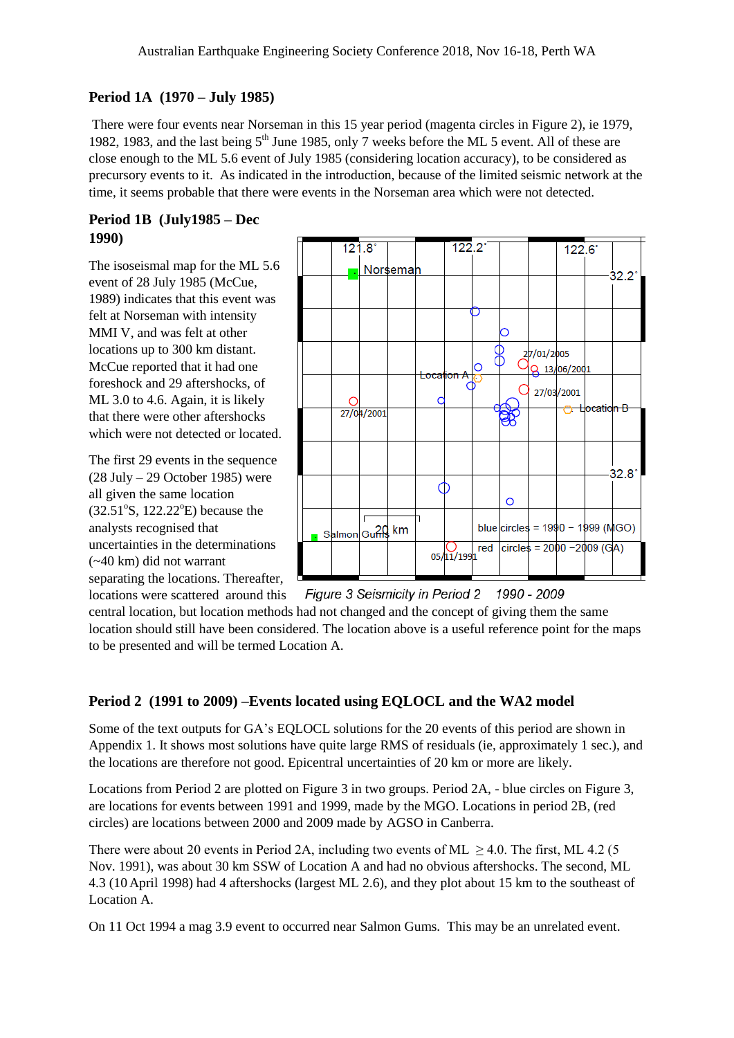### Period 1A (1970 – July 1985)

There were four events near Norseman in this 15 year period (magenta circles in Figure 2), ie 1979, 1982, 1983, and the last being 5th June 1985, only 7 weeks before the ML 5 event. All of these are close enough to the ML 5.6 event of July 1985 (considering location accuracy), to be considered as precursory events to it. As indicated in the introduction, because of the limited seismic network at the time, it seems probable that there were events in the Norseman area which were not detected.

### Period 1B (July1985 – Dec 1990)

The isoseismal map for the ML 5.6 event of 28 July 1985 (McCue, 1989) indicates that this event was felt at Norseman with intensity MMI V, and was felt at other locations up to 300 km distant. McCue reported that it had one foreshock and 29 aftershocks, of ML 3.0 to 4.6. Again, it is likely that there were other aftershocks which were not detected or located.

The first 29 events in the sequence (28 July – 29 October 1985) were all given the same location (32.51°S, 122.22°E) because the analysts recognised that uncertainties in the determinations (~40 km) did not warrant separating the locations. Thereafter, locations were scattered around this central location, but location methods had not changed and the concept of giving them the same location should still have been considered. The location above is a useful reference point for the maps to be presented and will be termed Location A.

*Figure 3 Seismicity in Period 2 1990 - 2009*

### Period 2 (1991 to 2009) –Events located using EQLOCL and the WA2 model

Some of the text outputs for GA's EQLOCL solutions for the 20 events of this period are shown in Appendix 1. It shows most solutions have quite large RMS of residuals (ie, approximately 1 sec.), and the locations are therefore not good. Epicentral uncertainties of 20 km or more are likely.

Locations from Period 2 are plotted on Figure 3 in two groups. Period 2A, - blue circles on Figure 3, are locations for events between 1991 and 1999, made by the MGO. Locations in period 2B, (red circles) are locations between 2000 and 2009 made by AGSO in Canberra.

There were about 20 events in Period 2A, including two events of ML ≥ 4.0. The first, ML 4.2 (5 Nov. 1991), was about 30 km SSW of Location A and had no obvious aftershocks. The second, ML 4.3 (10 April 1998) had 4 aftershocks (largest ML 2.6), and they plot about 15 km to the southeast of Location A.

On 11 Oct 1994 a mag 3.9 event to occurred near Salmon Gums. This may be an unrelated event.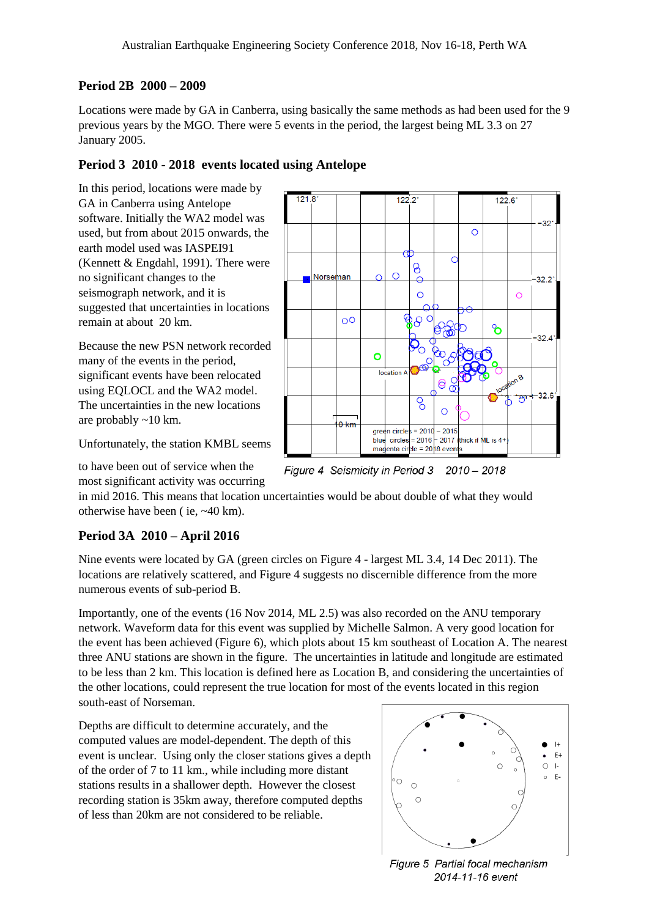### Period 2B 2000 – 2009

Locations were made by GA in Canberra, using basically the same methods as had been used for the 9 previous years by the MGO. There were 5 events in the period, the largest being ML 3.3 on 27 January 2005.

### Period 3 2010 - 2018 events located using Antelope

In this period, locations were made by GA in Canberra using Antelope software. Initially the WA2 model was used, but from about 2015 onwards, the earth model used was IASPEI91 (Kennett & Engdahl, 1991). There were no significant changes to the seismograph network, and it is suggested that uncertainties in locations remain at about 20 km.

Because the new PSN network recorded many of the events in the period, significant events have been relocated using EQLOCL and the WA2 model. The uncertainties in the new locations are probably ~10 km.

Unfortunately, the station KMBL seems to have been out of service when the most significant activity was occurring in mid 2016. This means that location uncertainties would be about double of what they would otherwise have been ( ie, ~40 km).

*Figure 4 Seismicity in Period 3 2010 – 2018*

### Period 3A 2010 – April 2016

Nine events were located by GA (green circles on Figure 4 - largest ML 3.4, 14 Dec 2011). The locations are relatively scattered, and Figure 4 suggests no discernible difference from the more numerous events of sub-period B.

Importantly, one of the events (16 Nov 2014, ML 2.5) was also recorded on the ANU temporary network. Waveform data for this event was supplied by Michelle Salmon. A very good location for the event has been achieved (Figure 6), which plots about 15 km southeast of Location A. The nearest three ANU stations are shown in the figure. The uncertainties in latitude and longitude are estimated to be less than 2 km. This location is defined here as Location B, and considering the uncertainties of the other locations, could represent the true location for most of the events located in this region south-east of Norseman.

Depths are difficult to determine accurately, and the computed values are model-dependent. The depth of this event is unclear. Using only the closer stations gives a depth of the order of 7 to 11 km., while including more distant stations results in a shallower depth. However the closest recording station is 35km away, therefore computed depths of less than 20km are not considered to be reliable.

*Figure 5 Partial focal mechanism 2014-11-16 event*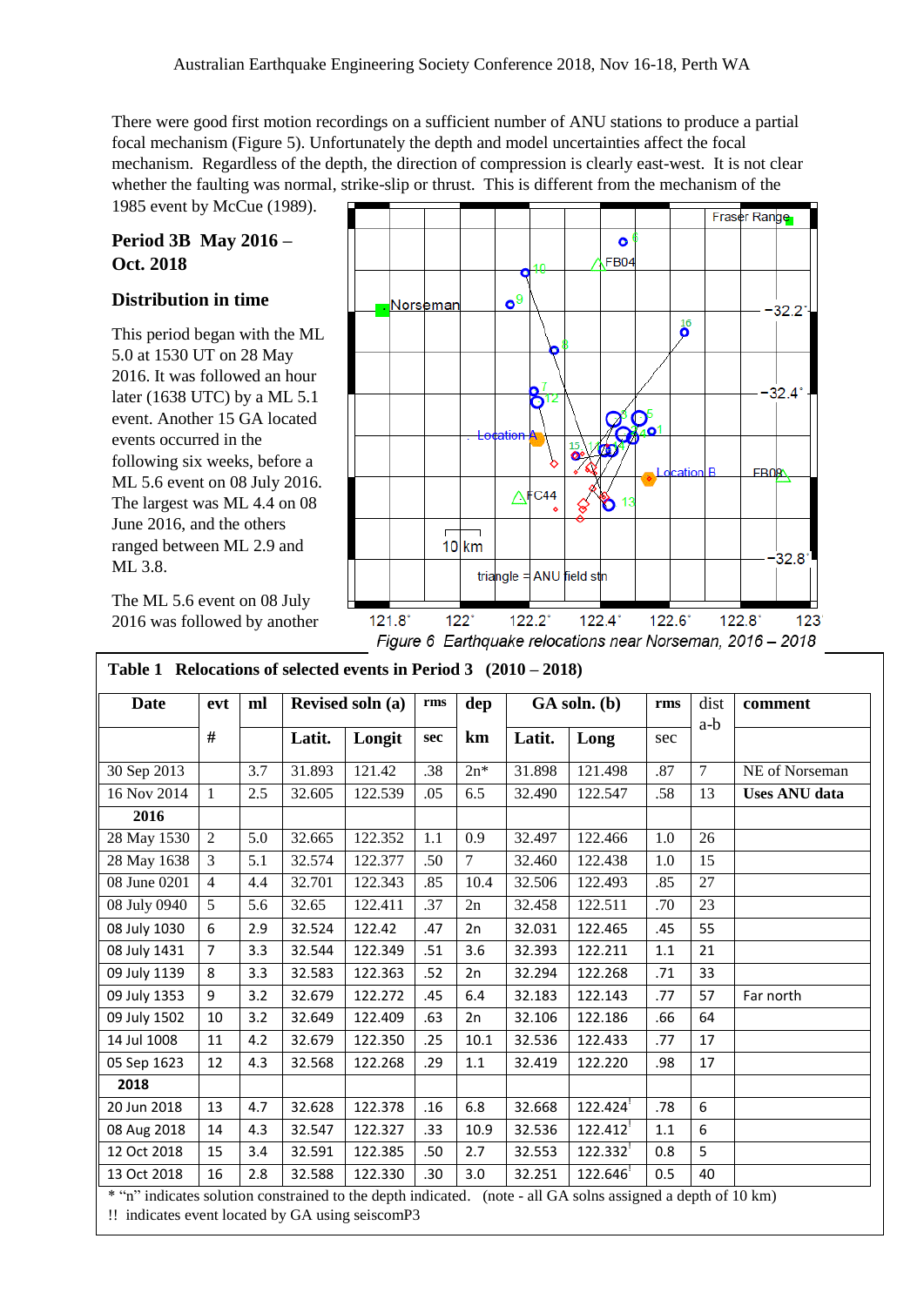There were good first motion recordings on a sufficient number of ANU stations to produce a partial focal mechanism (Figure 5). Unfortunately the depth and model uncertainties affect the focal mechanism. Regardless of the depth, the direction of compression is clearly east-west. It is not clear whether the faulting was normal, strike-slip or thrust. This is different from the mechanism of the 1985 event by McCue (1989).

### Period 3B May 2016 – Oct. 2018

### Distribution in time

This period began with the ML 5.0 at 1530 UT on 28 May 2016. It was followed an hour later (1638 UTC) by a ML 5.1 event. Another 15 GA located events occurred in the following six weeks, before a ML 5.6 event on 08 July 2016. The largest was ML 4.4 on 08 June 2016, and the others ranged between ML 2.9 and ML 3.8.

The ML 5.6 event on 08 July 2016 was followed by another

*Figure 6 Earthquake relocations near Norseman, 2016 – 2018*

**Table 1 Relocations of selected events in Period 3 (2010 – 2018)**

| Date | evt # | ml | Revised soln (a) Latit. | Longit | rms sec | dep km | GA soln. (b) Latit. | Long | rms sec | dist a-b | comment |
|---|---|---|---|---|---|---|---|---|---|---|---|
| 30 Sep 2013 | | 3.7 | 31.893 | 121.42 | .38 | 2n* | 31.898 | 121.498 | .87 | 7 | NE of Norseman |
| 16 Nov 2014 | 1 | 2.5 | 32.605 | 122.539 | .05 | 6.5 | 32.490 | 122.547 | .58 | 13 | **Uses ANU data** |
| **2016** | | | | | | | | | | | |
| 28 May 1530 | 2 | 5.0 | 32.665 | 122.352 | 1.1 | 0.9 | 32.497 | 122.466 | 1.0 | 26 | |
| 28 May 1638 | 3 | 5.1 | 32.574 | 122.377 | .50 | 7 | 32.460 | 122.438 | 1.0 | 15 | |
| 08 June 0201 | 4 | 4.4 | 32.701 | 122.343 | .85 | 10.4 | 32.506 | 122.493 | .85 | 27 | |
| 08 July 0940 | 5 | 5.6 | 32.65 | 122.411 | .37 | 2n | 32.458 | 122.511 | .70 | 23 | |
| 08 July 1030 | 6 | 2.9 | 32.524 | 122.42 | .47 | 2n | 32.031 | 122.465 | .45 | 55 | |
| 08 July 1431 | 7 | 3.3 | 32.544 | 122.349 | .51 | 3.6 | 32.393 | 122.211 | 1.1 | 21 | |
| 09 July 1139 | 8 | 3.3 | 32.583 | 122.363 | .52 | 2n | 32.294 | 122.268 | .71 | 33 | |
| 09 July 1353 | 9 | 3.2 | 32.679 | 122.272 | .45 | 6.4 | 32.183 | 122.143 | .77 | 57 | Far north |
| 09 July 1502 | 10 | 3.2 | 32.649 | 122.409 | .63 | 2n | 32.106 | 122.186 | .66 | 64 | |
| 14 Jul 1008 | 11 | 4.2 | 32.679 | 122.350 | .25 | 10.1 | 32.536 | 122.433 | .77 | 17 | |
| 05 Sep 1623 | 12 | 4.3 | 32.568 | 122.268 | .29 | 1.1 | 32.419 | 122.220 | .98 | 17 | |
| **2018** | | | | | | | | | | | |
| 20 Jun 2018 | 13 | 4.7 | 32.628 | 122.378 | .16 | 6.8 | 32.668 | 122.424!! | .78 | 6 | |
| 08 Aug 2018 | 14 | 4.3 | 32.547 | 122.327 | .33 | 10.9 | 32.536 | 122.412!! | 1.1 | 6 | |
| 12 Oct 2018 | 15 | 3.4 | 32.591 | 122.385 | .50 | 2.7 | 32.553 | 122.332!! | 0.8 | 5 | |
| 13 Oct 2018 | 16 | 2.8 | 32.588 | 122.330 | .30 | 3.0 | 32.251 | 122.646!! | 0.5 | 40 | |

\* "n" indicates solution constrained to the depth indicated. (note - all GA solns assigned a depth of 10 km)

!! indicates event located by GA using seiscomP3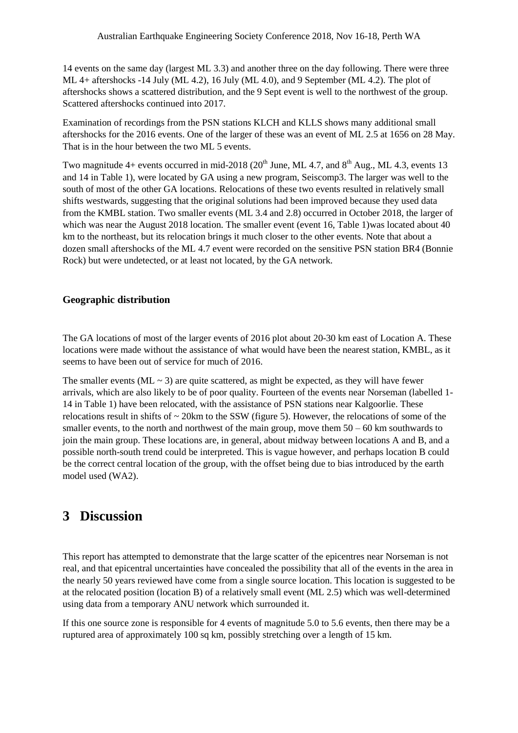14 events on the same day (largest ML 3.3) and another three on the day following. There were three ML 4+ aftershocks -14 July (ML 4.2), 16 July (ML 4.0), and 9 September (ML 4.2). The plot of aftershocks shows a scattered distribution, and the 9 Sept event is well to the northwest of the group. Scattered aftershocks continued into 2017.

Examination of recordings from the PSN stations KLCH and KLLS shows many additional small aftershocks for the 2016 events. One of the larger of these was an event of ML 2.5 at 1656 on 28 May. That is in the hour between the two ML 5 events.

Two magnitude 4+ events occurred in mid-2018 (20th June, ML 4.7, and 8th Aug., ML 4.3, events 13 and 14 in Table 1), were located by GA using a new program, Seiscomp3. The larger was well to the south of most of the other GA locations. Relocations of these two events resulted in relatively small shifts westwards, suggesting that the original solutions had been improved because they used data from the KMBL station. Two smaller events (ML 3.4 and 2.8) occurred in October 2018, the larger of which was near the August 2018 location. The smaller event (event 16, Table 1)was located about 40 km to the northeast, but its relocation brings it much closer to the other events. Note that about a dozen small aftershocks of the ML 4.7 event were recorded on the sensitive PSN station BR4 (Bonnie Rock) but were undetected, or at least not located, by the GA network.

### Geographic distribution

The GA locations of most of the larger events of 2016 plot about 20-30 km east of Location A. These locations were made without the assistance of what would have been the nearest station, KMBL, as it seems to have been out of service for much of 2016.

The smaller events (ML ~ 3) are quite scattered, as might be expected, as they will have fewer arrivals, which are also likely to be of poor quality. Fourteen of the events near Norseman (labelled 1-14 in Table 1) have been relocated, with the assistance of PSN stations near Kalgoorlie. These relocations result in shifts of ~ 20km to the SSW (figure 5). However, the relocations of some of the smaller events, to the north and northwest of the main group, move them 50 – 60 km southwards to join the main group. These locations are, in general, about midway between locations A and B, and a possible north-south trend could be interpreted. This is vague however, and perhaps location B could be the correct central location of the group, with the offset being due to bias introduced by the earth model used (WA2).

# 3 Discussion

This report has attempted to demonstrate that the large scatter of the epicentres near Norseman is not real, and that epicentral uncertainties have concealed the possibility that all of the events in the area in the nearly 50 years reviewed have come from a single source location. This location is suggested to be at the relocated position (location B) of a relatively small event (ML 2.5) which was well-determined using data from a temporary ANU network which surrounded it.

If this one source zone is responsible for 4 events of magnitude 5.0 to 5.6 events, then there may be a ruptured area of approximately 100 sq km, possibly stretching over a length of 15 km.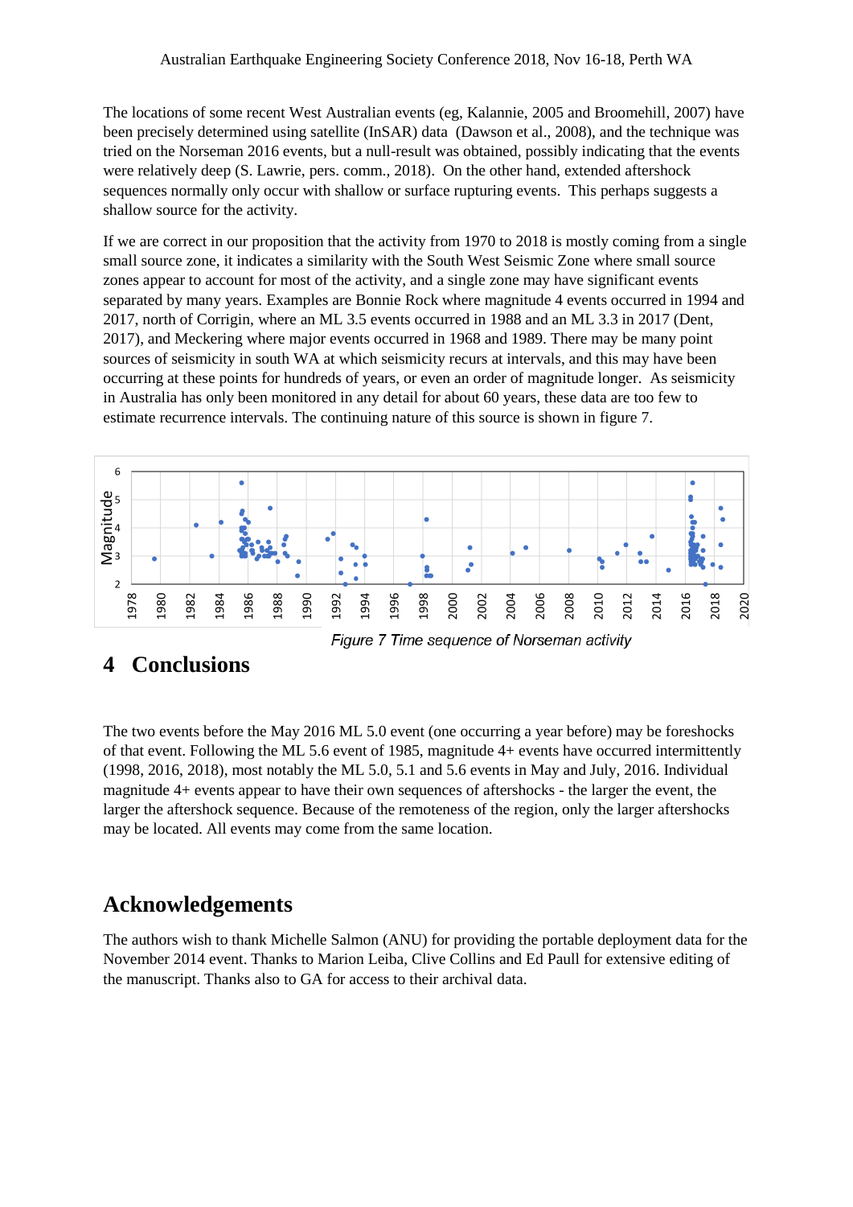The locations of some recent West Australian events (eg, Kalannie, 2005 and Broomehill, 2007) have been precisely determined using satellite (InSAR) data (Dawson et al., 2008), and the technique was tried on the Norseman 2016 events, but a null-result was obtained, possibly indicating that the events were relatively deep (S. Lawrie, pers. comm., 2018). On the other hand, extended aftershock sequences normally only occur with shallow or surface rupturing events. This perhaps suggests a shallow source for the activity.

If we are correct in our proposition that the activity from 1970 to 2018 is mostly coming from a single small source zone, it indicates a similarity with the South West Seismic Zone where small source zones appear to account for most of the activity, and a single zone may have significant events separated by many years. Examples are Bonnie Rock where magnitude 4 events occurred in 1994 and 2017, north of Corrigin, where an ML 3.5 events occurred in 1988 and an ML 3.3 in 2017 (Dent, 2017), and Meckering where major events occurred in 1968 and 1989. There may be many point sources of seismicity in south WA at which seismicity recurs at intervals, and this may have been occurring at these points for hundreds of years, or even an order of magnitude longer. As seismicity in Australia has only been monitored in any detail for about 60 years, these data are too few to estimate recurrence intervals. The continuing nature of this source is shown in figure 7.

*Figure 7 Time sequence of Norseman activity*

## 4 Conclusions

The two events before the May 2016 ML 5.0 event (one occurring a year before) may be foreshocks of that event. Following the ML 5.6 event of 1985, magnitude 4+ events have occurred intermittently (1998, 2016, 2018), most notably the ML 5.0, 5.1 and 5.6 events in May and July, 2016. Individual magnitude 4+ events appear to have their own sequences of aftershocks - the larger the event, the larger the aftershock sequence. Because of the remoteness of the region, only the larger aftershocks may be located. All events may come from the same location.

## Acknowledgements

The authors wish to thank Michelle Salmon (ANU) for providing the portable deployment data for the November 2014 event. Thanks to Marion Leiba, Clive Collins and Ed Paull for extensive editing of the manuscript. Thanks also to GA for access to their archival data.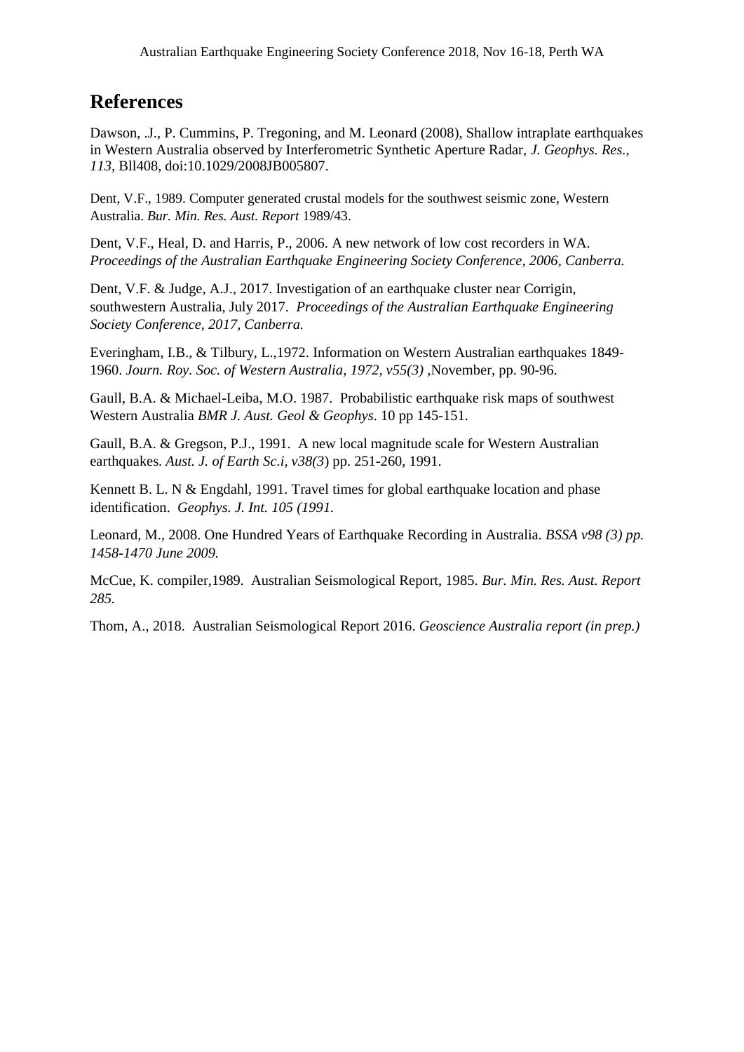# References

Dawson, .J., P. Cummins, P. Tregoning, and M. Leonard (2008), Shallow intraplate earthquakes in Western Australia observed by Interferometric Synthetic Aperture Radar, *J. Geophys. Res., 113,* Bll408, doi:10.1029/2008JB005807.

Dent, V.F., 1989. Computer generated crustal models for the southwest seismic zone, Western Australia. *Bur. Min. Res. Aust. Report* 1989/43.

Dent, V.F., Heal, D. and Harris, P., 2006. A new network of low cost recorders in WA. *Proceedings of the Australian Earthquake Engineering Society Conference, 2006, Canberra.*

Dent, V.F. & Judge, A.J., 2017. Investigation of an earthquake cluster near Corrigin, southwestern Australia, July 2017. *Proceedings of the Australian Earthquake Engineering Society Conference, 2017, Canberra.*

Everingham, I.B., & Tilbury, L.,1972. Information on Western Australian earthquakes 1849-1960. *Journ. Roy. Soc. of Western Australia, 1972, v55(3)* ,November, pp. 90-96.

Gaull, B.A. & Michael-Leiba, M.O. 1987. Probabilistic earthquake risk maps of southwest Western Australia *BMR J. Aust. Geol & Geophys*. 10 pp 145-151.

Gaull, B.A. & Gregson, P.J., 1991. A new local magnitude scale for Western Australian earthquakes. *Aust. J. of Earth Sc.i, v38(3*) pp. 251-260, 1991.

Kennett B. L. N & Engdahl, 1991. Travel times for global earthquake location and phase identification. *Geophys. J. Int. 105 (1991.*

Leonard, M., 2008. One Hundred Years of Earthquake Recording in Australia. *BSSA v98 (3) pp. 1458-1470 June 2009.*

McCue, K. compiler,1989. Australian Seismological Report, 1985. *Bur. Min. Res. Aust. Report 285.*

Thom, A., 2018. Australian Seismological Report 2016. *Geoscience Australia report (in prep.)*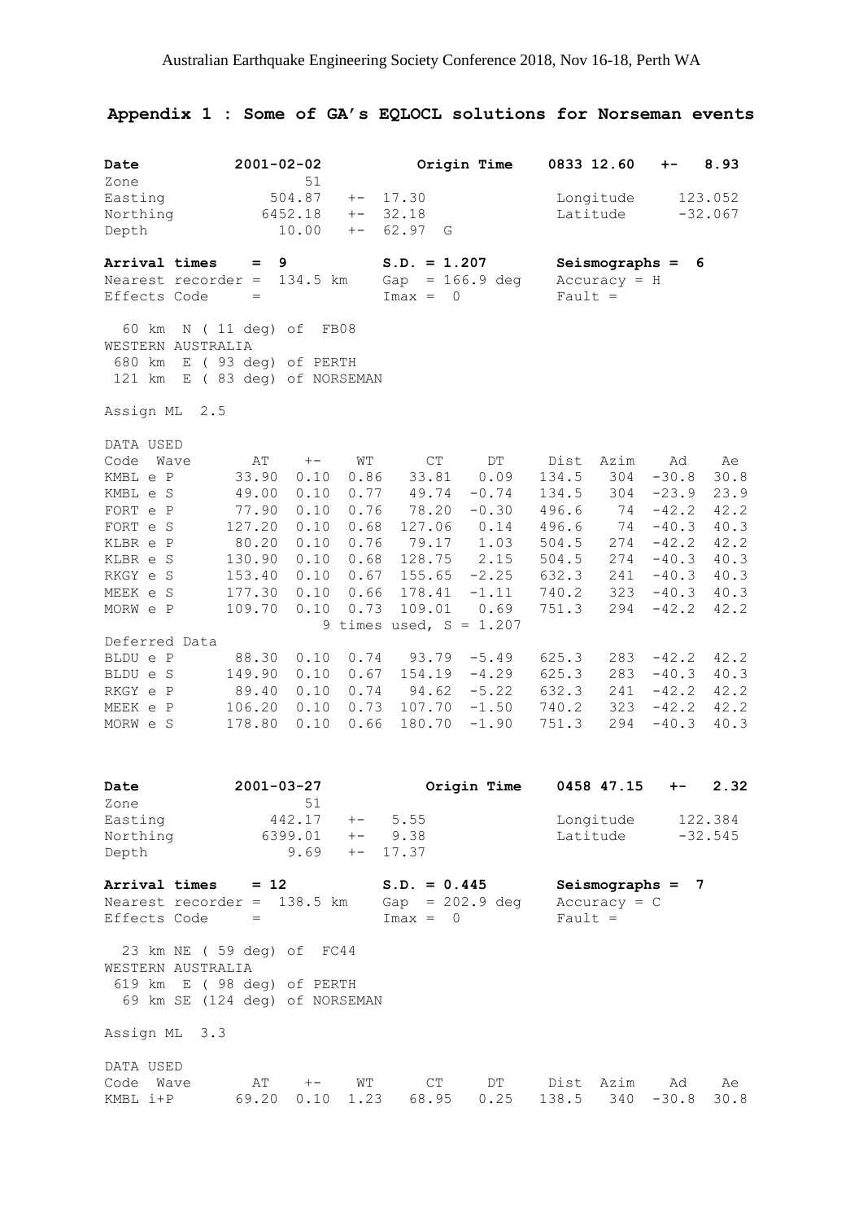## Appendix 1 : Some of GA's EQLOCL solutions for Norseman events

| | | | | | |
|---|---|---|---|---|---|
| **Date** | **2001-02-02** | | **Origin Time** | **0833 12.60** | **+- 8.93** |
| Zone | 51 | | | | |
| Easting | 504.87 | +- 17.30 | | Longitude | 123.052 |
| Northing | 6452.18 | +- 32.18 | | Latitude | -32.067 |
| Depth | 10.00 | +- 62.97 G | | | |

**Arrival times = 9** &nbsp;&nbsp; **S.D. = 1.207** &nbsp;&nbsp; **Seismographs = 6**

Nearest recorder = 134.5 km &nbsp;&nbsp; Gap = 166.9 deg &nbsp;&nbsp; Accuracy = H

Effects Code = &nbsp;&nbsp; Imax = 0 &nbsp;&nbsp; Fault =

60 km N ( 11 deg) of FB08
WESTERN AUSTRALIA
680 km E ( 93 deg) of PERTH
121 km E ( 83 deg) of NORSEMAN

Assign ML 2.5

DATA USED

| Code | Wave | AT | +- | WT | CT | DT | Dist | Azim | Ad | Ae |
|---|---|---|---|---|---|---|---|---|---|---|
| KMBL | e P | 33.90 | 0.10 | 0.86 | 33.81 | 0.09 | 134.5 | 304 | -30.8 | 30.8 |
| KMBL | e S | 49.00 | 0.10 | 0.77 | 49.74 | -0.74 | 134.5 | 304 | -23.9 | 23.9 |
| FORT | e P | 77.90 | 0.10 | 0.76 | 78.20 | -0.30 | 496.6 | 74 | -42.2 | 42.2 |
| FORT | e S | 127.20 | 0.10 | 0.68 | 127.06 | 0.14 | 496.6 | 74 | -40.3 | 40.3 |
| KLBR | e P | 80.20 | 0.10 | 0.76 | 79.17 | 1.03 | 504.5 | 274 | -42.2 | 42.2 |
| KLBR | e S | 130.90 | 0.10 | 0.68 | 128.75 | 2.15 | 504.5 | 274 | -40.3 | 40.3 |
| RKGY | e S | 153.40 | 0.10 | 0.67 | 155.65 | -2.25 | 632.3 | 241 | -40.3 | 40.3 |
| MEEK | e S | 177.30 | 0.10 | 0.66 | 178.41 | -1.11 | 740.2 | 323 | -40.3 | 40.3 |
| MORW | e P | 109.70 | 0.10 | 0.73 | 109.01 | 0.69 | 751.3 | 294 | -42.2 | 42.2 |

9 times used, S = 1.207

Deferred Data

| Code | Wave | AT | +- | WT | CT | DT | Dist | Azim | Ad | Ae |
|---|---|---|---|---|---|---|---|---|---|---|
| BLDU | e P | 88.30 | 0.10 | 0.74 | 93.79 | -5.49 | 625.3 | 283 | -42.2 | 42.2 |
| BLDU | e S | 149.90 | 0.10 | 0.67 | 154.19 | -4.29 | 625.3 | 283 | -40.3 | 40.3 |
| RKGY | e P | 89.40 | 0.10 | 0.74 | 94.62 | -5.22 | 632.3 | 241 | -42.2 | 42.2 |
| MEEK | e P | 106.20 | 0.10 | 0.73 | 107.70 | -1.50 | 740.2 | 323 | -42.2 | 42.2 |
| MORW | e S | 178.80 | 0.10 | 0.66 | 180.70 | -1.90 | 751.3 | 294 | -40.3 | 40.3 |

| | | | | | |
|---|---|---|---|---|---|
| **Date** | **2001-03-27** | | **Origin Time** | **0458 47.15** | **+- 2.32** |
| Zone | 51 | | | | |
| Easting | 442.17 | +- 5.55 | | Longitude | 122.384 |
| Northing | 6399.01 | +- 9.38 | | Latitude | -32.545 |
| Depth | 9.69 | +- 17.37 | | | |

**Arrival times = 12** &nbsp;&nbsp; **S.D. = 0.445** &nbsp;&nbsp; **Seismographs = 7**

Nearest recorder = 138.5 km &nbsp;&nbsp; Gap = 202.9 deg &nbsp;&nbsp; Accuracy = C

Effects Code = &nbsp;&nbsp; Imax = 0 &nbsp;&nbsp; Fault =

23 km NE ( 59 deg) of FC44
WESTERN AUSTRALIA
619 km E ( 98 deg) of PERTH
69 km SE (124 deg) of NORSEMAN

Assign ML 3.3

DATA USED

| Code | Wave | AT | +- | WT | CT | DT | Dist | Azim | Ad | Ae |
|---|---|---|---|---|---|---|---|---|---|---|
| KMBL | i+P | 69.20 | 0.10 | 1.23 | 68.95 | 0.25 | 138.5 | 340 | -30.8 | 30.8 |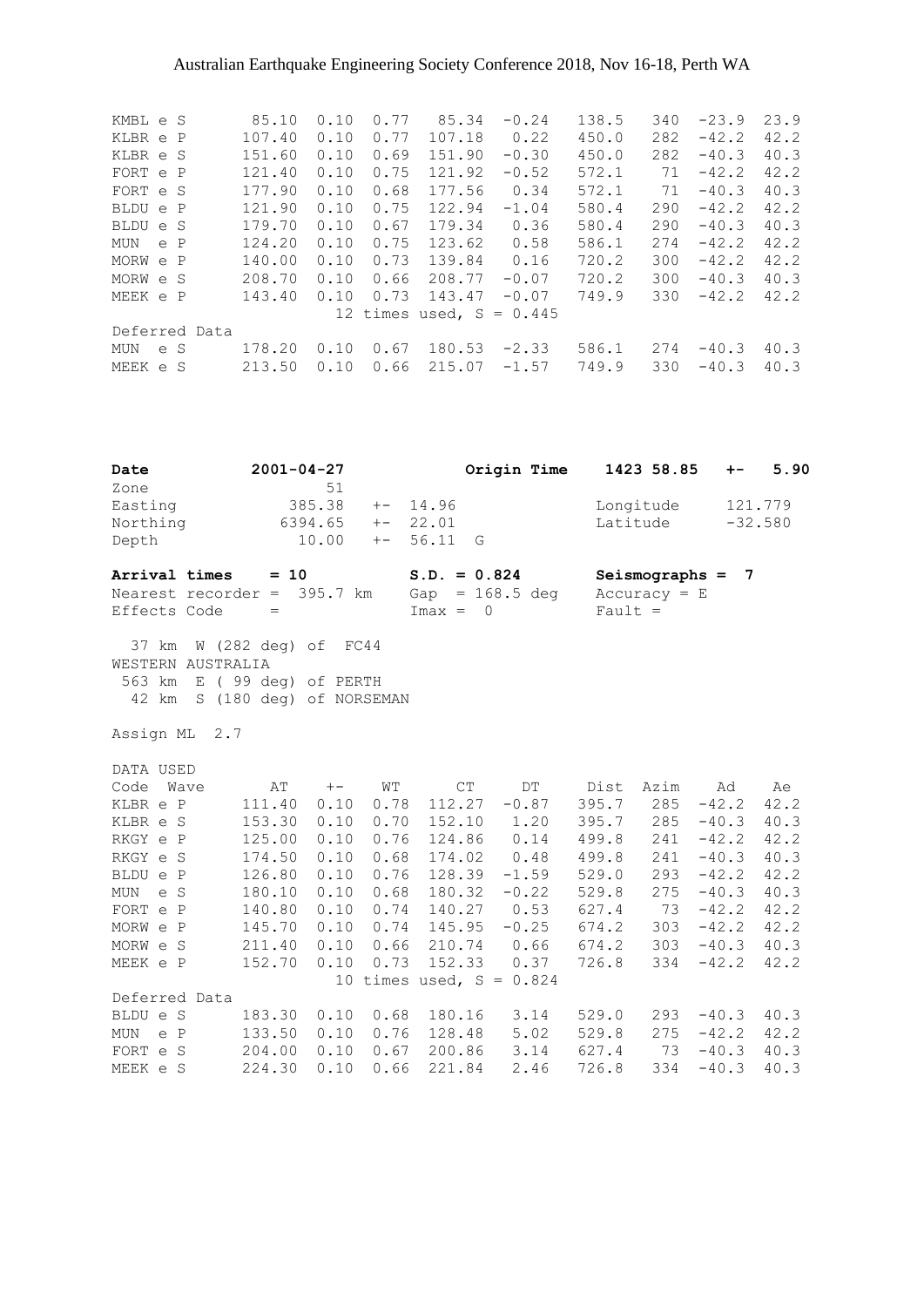| | | | | | | | | | |
|---|---|---|---|---|---|---|---|---|---|
| KMBL e S | 85.10 | 0.10 | 0.77 | 85.34 | -0.24 | 138.5 | 340 | -23.9 | 23.9 |
| KLBR e P | 107.40 | 0.10 | 0.77 | 107.18 | 0.22 | 450.0 | 282 | -42.2 | 42.2 |
| KLBR e S | 151.60 | 0.10 | 0.69 | 151.90 | -0.30 | 450.0 | 282 | -40.3 | 40.3 |
| FORT e P | 121.40 | 0.10 | 0.75 | 121.92 | -0.52 | 572.1 | 71 | -42.2 | 42.2 |
| FORT e S | 177.90 | 0.10 | 0.68 | 177.56 | 0.34 | 572.1 | 71 | -40.3 | 40.3 |
| BLDU e P | 121.90 | 0.10 | 0.75 | 122.94 | -1.04 | 580.4 | 290 | -42.2 | 42.2 |
| BLDU e S | 179.70 | 0.10 | 0.67 | 179.34 | 0.36 | 580.4 | 290 | -40.3 | 40.3 |
| MUN e P | 124.20 | 0.10 | 0.75 | 123.62 | 0.58 | 586.1 | 274 | -42.2 | 42.2 |
| MORW e P | 140.00 | 0.10 | 0.73 | 139.84 | 0.16 | 720.2 | 300 | -42.2 | 42.2 |
| MORW e S | 208.70 | 0.10 | 0.66 | 208.77 | -0.07 | 720.2 | 300 | -40.3 | 40.3 |
| MEEK e P | 143.40 | 0.10 | 0.73 | 143.47 | -0.07 | 749.9 | 330 | -42.2 | 42.2 |
| | | | 12 times used, S = 0.445 | | | | | | |
| Deferred Data | | | | | | | | | |
| MUN e S | 178.20 | 0.10 | 0.67 | 180.53 | -2.33 | 586.1 | 274 | -40.3 | 40.3 |
| MEEK e S | 213.50 | 0.10 | 0.66 | 215.07 | -1.57 | 749.9 | 330 | -40.3 | 40.3 |

**Date** **2001-04-27** **Origin Time** **1423 58.85 +- 5.90**

| | | | | | |
|---|---|---|---|---|---|
| Zone | 51 | | | | |
| Easting | 385.38 | +- | 14.96 | Longitude | 121.779 |
| Northing | 6394.65 | +- | 22.01 | Latitude | -32.580 |
| Depth | 10.00 | +- | 56.11 G | | |

**Arrival times = 10** **S.D. = 0.824** **Seismographs = 7**
Nearest recorder = 395.7 km Gap = 168.5 deg Accuracy = E
Effects Code = Imax = 0 Fault =

37 km W (282 deg) of FC44
WESTERN AUSTRALIA
563 km E ( 99 deg) of PERTH
42 km S (180 deg) of NORSEMAN

Assign ML 2.7

DATA USED

| Code Wave | AT | +- | WT | CT | DT | Dist | Azim | Ad | Ae |
|---|---|---|---|---|---|---|---|---|---|
| KLBR e P | 111.40 | 0.10 | 0.78 | 112.27 | -0.87 | 395.7 | 285 | -42.2 | 42.2 |
| KLBR e S | 153.30 | 0.10 | 0.70 | 152.10 | 1.20 | 395.7 | 285 | -40.3 | 40.3 |
| RKGY e P | 125.00 | 0.10 | 0.76 | 124.86 | 0.14 | 499.8 | 241 | -42.2 | 42.2 |
| RKGY e S | 174.50 | 0.10 | 0.68 | 174.02 | 0.48 | 499.8 | 241 | -40.3 | 40.3 |
| BLDU e P | 126.80 | 0.10 | 0.76 | 128.39 | -1.59 | 529.0 | 293 | -42.2 | 42.2 |
| MUN e S | 180.10 | 0.10 | 0.68 | 180.32 | -0.22 | 529.8 | 275 | -40.3 | 40.3 |
| FORT e P | 140.80 | 0.10 | 0.74 | 140.27 | 0.53 | 627.4 | 73 | -42.2 | 42.2 |
| MORW e P | 145.70 | 0.10 | 0.74 | 145.95 | -0.25 | 674.2 | 303 | -42.2 | 42.2 |
| MORW e S | 211.40 | 0.10 | 0.66 | 210.74 | 0.66 | 674.2 | 303 | -40.3 | 40.3 |
| MEEK e P | 152.70 | 0.10 | 0.73 | 152.33 | 0.37 | 726.8 | 334 | -42.2 | 42.2 |
| | | | 10 times used, S = 0.824 | | | | | | |
| Deferred Data | | | | | | | | | |
| BLDU e S | 183.30 | 0.10 | 0.68 | 180.16 | 3.14 | 529.0 | 293 | -40.3 | 40.3 |
| MUN e P | 133.50 | 0.10 | 0.76 | 128.48 | 5.02 | 529.8 | 275 | -42.2 | 42.2 |
| FORT e S | 204.00 | 0.10 | 0.67 | 200.86 | 3.14 | 627.4 | 73 | -40.3 | 40.3 |
| MEEK e S | 224.30 | 0.10 | 0.66 | 221.84 | 2.46 | 726.8 | 334 | -40.3 | 40.3 |